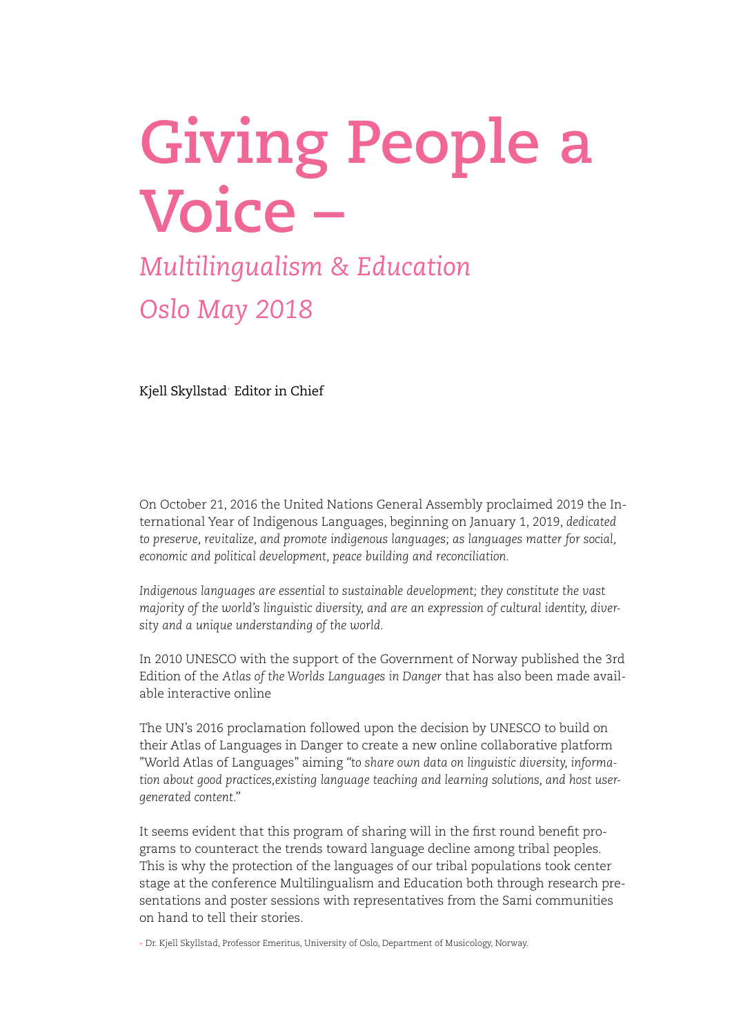# Giving People a Voice –

## *Multilingualism & Education*

## *Oslo May 2018*

Kjell Skyllstad[+] Editor in Chief

On October 21, 2016 the United Nations General Assembly proclaimed 2019 the International Year of Indigenous Languages, beginning on January 1, 2019, *dedicated to preserve, revitalize, and promote indigenous languages; as languages matter for social, economic and political development, peace building and reconciliation.*

*Indigenous languages are essential to sustainable development; they constitute the vast majority of the world's linguistic diversity, and are an expression of cultural identity, diversity and a unique understanding of the world.*

In 2010 UNESCO with the support of the Government of Norway published the 3rd Edition of the *Atlas of the Worlds Languages in Danger* that has also been made available interactive online

The UN's 2016 proclamation followed upon the decision by UNESCO to build on their Atlas of Languages in Danger to create a new online collaborative platform "World Atlas of Languages" aiming *"to share own data on linguistic diversity, information about good practices,existing language teaching and learning solutions, and host user-generated content."*

It seems evident that this program of sharing will in the first round benefit programs to counteract the trends toward language decline among tribal peoples. This is why the protection of the languages of our tribal populations took center stage at the conference Multilingualism and Education both through research presentations and poster sessions with representatives from the Sami communities on hand to tell their stories.

[+] Dr. Kjell Skyllstad, Professor Emeritus, University of Oslo, Department of Musicology, Norway.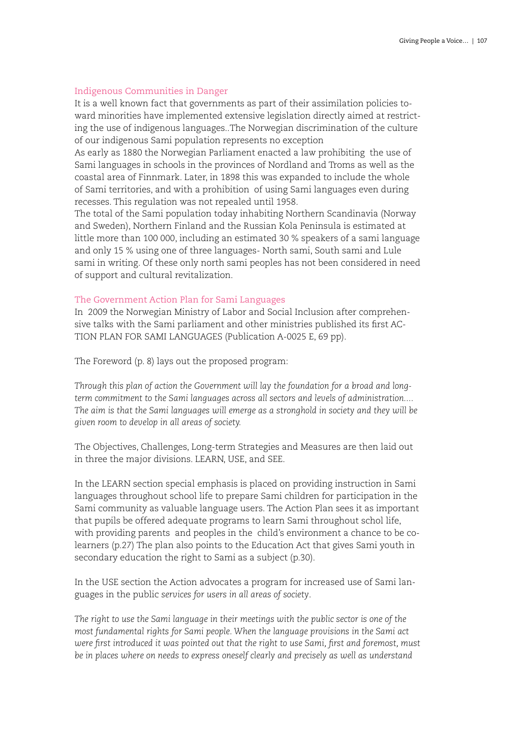## Indigenous Communities in Danger

It is a well known fact that governments as part of their assimilation policies toward minorities have implemented extensive legislation directly aimed at restricting the use of indigenous languages..The Norwegian discrimination of the culture of our indigenous Sami population represents no exception

As early as 1880 the Norwegian Parliament enacted a law prohibiting the use of Sami languages in schools in the provinces of Nordland and Troms as well as the coastal area of Finnmark. Later, in 1898 this was expanded to include the whole of Sami territories, and with a prohibition of using Sami languages even during recesses. This regulation was not repealed until 1958.

The total of the Sami population today inhabiting Northern Scandinavia (Norway and Sweden), Northern Finland and the Russian Kola Peninsula is estimated at little more than 100 000, including an estimated 30 % speakers of a sami language and only 15 % using one of three languages- North sami, South sami and Lule sami in writing. Of these only north sami peoples has not been considered in need of support and cultural revitalization.

## The Government Action Plan for Sami Languages

In 2009 the Norwegian Ministry of Labor and Social Inclusion after comprehensive talks with the Sami parliament and other ministries published its first ACTION PLAN FOR SAMI LANGUAGES (Publication A-0025 E, 69 pp).

The Foreword (p. 8) lays out the proposed program:

*Through this plan of action the Government will lay the foundation for a broad and long-term commitment to the Sami languages across all sectors and levels of administration.... The aim is that the Sami languages will emerge as a stronghold in society and they will be given room to develop in all areas of society.*

The Objectives, Challenges, Long-term Strategies and Measures are then laid out in three the major divisions. LEARN, USE, and SEE.

In the LEARN section special emphasis is placed on providing instruction in Sami languages throughout school life to prepare Sami children for participation in the Sami community as valuable language users. The Action Plan sees it as important that pupils be offered adequate programs to learn Sami throughout schol life, with providing parents and peoples in the child's environment a chance to be co-learners (p.27) The plan also points to the Education Act that gives Sami youth in secondary education the right to Sami as a subject (p.30).

In the USE section the Action advocates a program for increased use of Sami languages in the public *services for users in all areas of society*.

*The right to use the Sami language in their meetings with the public sector is one of the most fundamental rights for Sami people. When the language provisions in the Sami act were first introduced it was pointed out that the right to use Sami, first and foremost, must be in places where on needs to express oneself clearly and precisely as well as understand*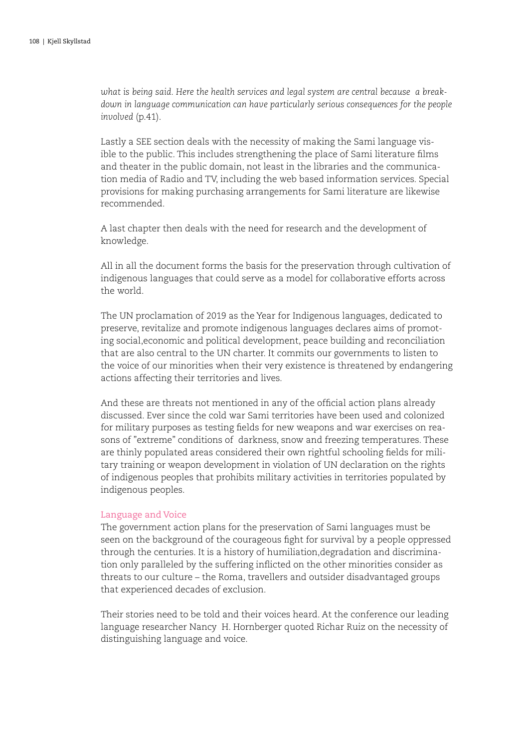*what is being said. Here the health services and legal system are central because a break-down in language communication can have particularly serious consequences for the people involved* (p.41).

Lastly a SEE section deals with the necessity of making the Sami language visible to the public. This includes strengthening the place of Sami literature films and theater in the public domain, not least in the libraries and the communication media of Radio and TV, including the web based information services. Special provisions for making purchasing arrangements for Sami literature are likewise recommended.

A last chapter then deals with the need for research and the development of knowledge.

All in all the document forms the basis for the preservation through cultivation of indigenous languages that could serve as a model for collaborative efforts across the world.

The UN proclamation of 2019 as the Year for Indigenous languages, dedicated to preserve, revitalize and promote indigenous languages declares aims of promoting social,economic and political development, peace building and reconciliation that are also central to the UN charter. It commits our governments to listen to the voice of our minorities when their very existence is threatened by endangering actions affecting their territories and lives.

And these are threats not mentioned in any of the official action plans already discussed. Ever since the cold war Sami territories have been used and colonized for military purposes as testing fields for new weapons and war exercises on reasons of "extreme" conditions of darkness, snow and freezing temperatures. These are thinly populated areas considered their own rightful schooling fields for military training or weapon development in violation of UN declaration on the rights of indigenous peoples that prohibits military activities in territories populated by indigenous peoples.

## Language and Voice

The government action plans for the preservation of Sami languages must be seen on the background of the courageous fight for survival by a people oppressed through the centuries. It is a history of humiliation,degradation and discrimination only paralleled by the suffering inflicted on the other minorities consider as threats to our culture – the Roma, travellers and outsider disadvantaged groups that experienced decades of exclusion.

Their stories need to be told and their voices heard. At the conference our leading language researcher Nancy H. Hornberger quoted Richar Ruiz on the necessity of distinguishing language and voice.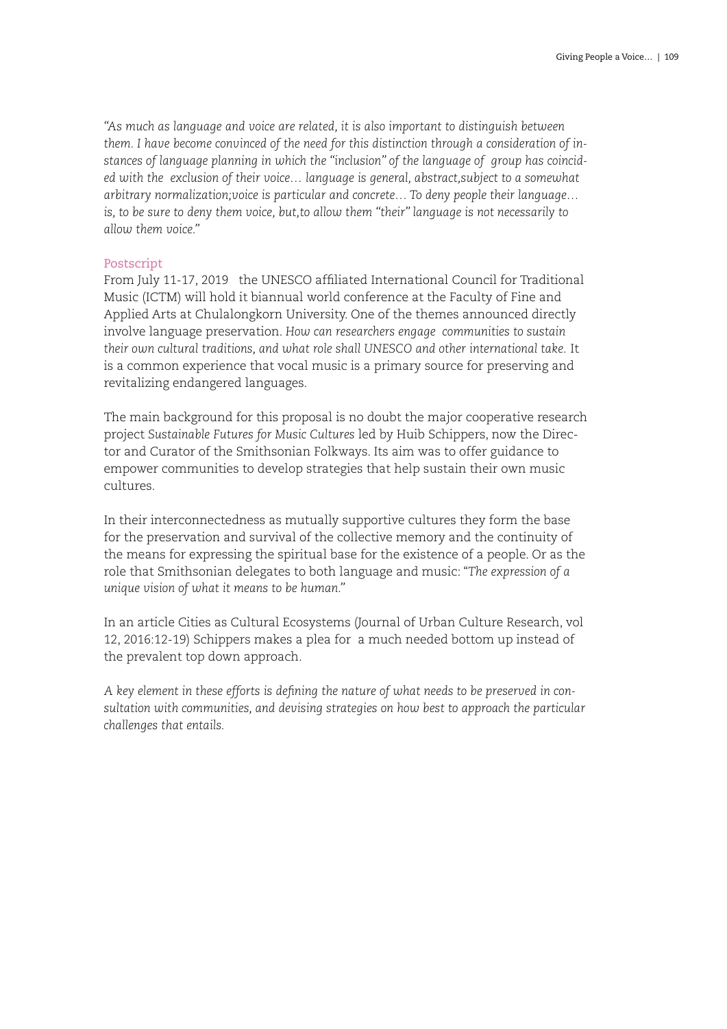*"As much as language and voice are related, it is also important to distinguish between them. I have become convinced of the need for this distinction through a consideration of instances of language planning in which the "inclusion" of the language of group has coincided with the exclusion of their voice… language is general, abstract,subject to a somewhat arbitrary normalization;voice is particular and concrete… To deny people their language… is, to be sure to deny them voice, but,to allow them "their" language is not necessarily to allow them voice."*

## Postscript

From July 11-17, 2019 the UNESCO affiliated International Council for Traditional Music (ICTM) will hold it biannual world conference at the Faculty of Fine and Applied Arts at Chulalongkorn University. One of the themes announced directly involve language preservation. *How can researchers engage communities to sustain their own cultural traditions, and what role shall UNESCO and other international take.* It is a common experience that vocal music is a primary source for preserving and revitalizing endangered languages.

The main background for this proposal is no doubt the major cooperative research project *Sustainable Futures for Music Cultures* led by Huib Schippers, now the Director and Curator of the Smithsonian Folkways. Its aim was to offer guidance to empower communities to develop strategies that help sustain their own music cultures.

In their interconnectedness as mutually supportive cultures they form the base for the preservation and survival of the collective memory and the continuity of the means for expressing the spiritual base for the existence of a people. Or as the role that Smithsonian delegates to both language and music: "*The expression of a unique vision of what it means to be human.*"

In an article Cities as Cultural Ecosystems (Journal of Urban Culture Research, vol 12, 2016:12-19) Schippers makes a plea for a much needed bottom up instead of the prevalent top down approach.

*A key element in these efforts is defining the nature of what needs to be preserved in consultation with communities, and devising strategies on how best to approach the particular challenges that entails.*